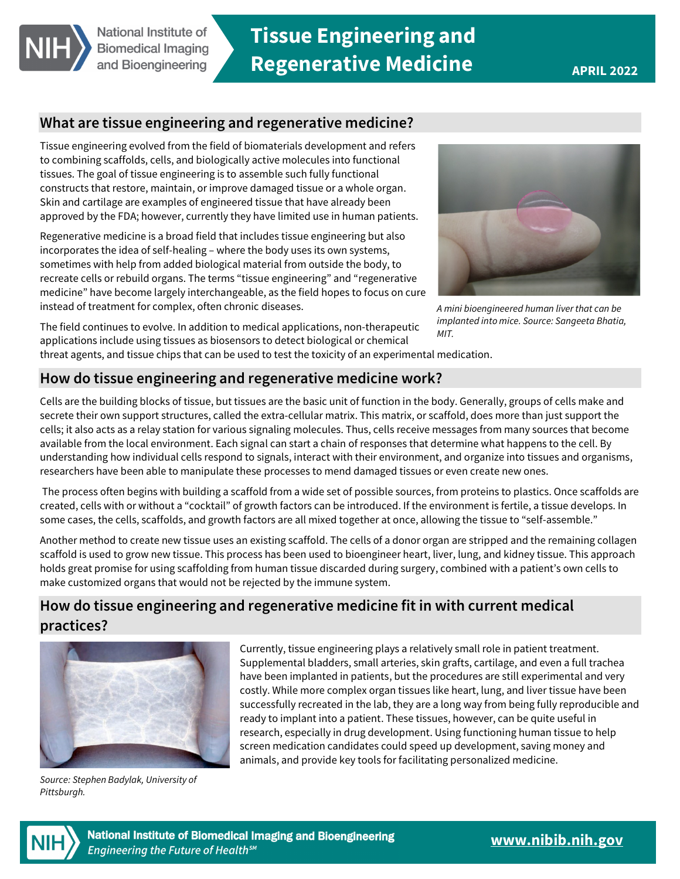# Tissue Engineering and Regenerative Medicine

APRIL 2022

## What are tissue engineering and regenerative medicine?

Tissue engineering evolved from the field of biomaterials development and refers to combining scaffolds, cells, and biologically active molecules into functional tissues. The goal of tissue engineering is to assemble such fully functional constructs that restore, maintain, or improve damaged tissue or a whole organ. Skin and cartilage are examples of engineered tissue that have already been approved by the FDA; however, currently they have limited use in human patients.

Regenerative medicine is a broad field that includes tissue engineering but also incorporates the idea of self-healing – where the body uses its own systems, sometimes with help from added biological material from outside the body, to recreate cells or rebuild organs. The terms "tissue engineering" and "regenerative medicine" have become largely interchangeable, as the field hopes to focus on cure instead of treatment for complex, often chronic diseases.

*A mini bioengineered human liver that can be implanted into mice. Source: Sangeeta Bhatia, MIT.*

The field continues to evolve. In addition to medical applications, non-therapeutic applications include using tissues as biosensors to detect biological or chemical threat agents, and tissue chips that can be used to test the toxicity of an experimental medication.

## How do tissue engineering and regenerative medicine work?

Cells are the building blocks of tissue, but tissues are the basic unit of function in the body. Generally, groups of cells make and secrete their own support structures, called the extra-cellular matrix. This matrix, or scaffold, does more than just support the cells; it also acts as a relay station for various signaling molecules. Thus, cells receive messages from many sources that become available from the local environment. Each signal can start a chain of responses that determine what happens to the cell. By understanding how individual cells respond to signals, interact with their environment, and organize into tissues and organisms, researchers have been able to manipulate these processes to mend damaged tissues or even create new ones.

The process often begins with building a scaffold from a wide set of possible sources, from proteins to plastics. Once scaffolds are created, cells with or without a "cocktail" of growth factors can be introduced. If the environment is fertile, a tissue develops. In some cases, the cells, scaffolds, and growth factors are all mixed together at once, allowing the tissue to "self-assemble."

Another method to create new tissue uses an existing scaffold. The cells of a donor organ are stripped and the remaining collagen scaffold is used to grow new tissue. This process has been used to bioengineer heart, liver, lung, and kidney tissue. This approach holds great promise for using scaffolding from human tissue discarded during surgery, combined with a patient's own cells to make customized organs that would not be rejected by the immune system.

## How do tissue engineering and regenerative medicine fit in with current medical practices?

*Source: Stephen Badylak, University of Pittsburgh.*

Currently, tissue engineering plays a relatively small role in patient treatment. Supplemental bladders, small arteries, skin grafts, cartilage, and even a full trachea have been implanted in patients, but the procedures are still experimental and very costly. While more complex organ tissues like heart, lung, and liver tissue have been successfully recreated in the lab, they are a long way from being fully reproducible and ready to implant into a patient. These tissues, however, can be quite useful in research, especially in drug development. Using functioning human tissue to help screen medication candidates could speed up development, saving money and animals, and provide key tools for facilitating personalized medicine.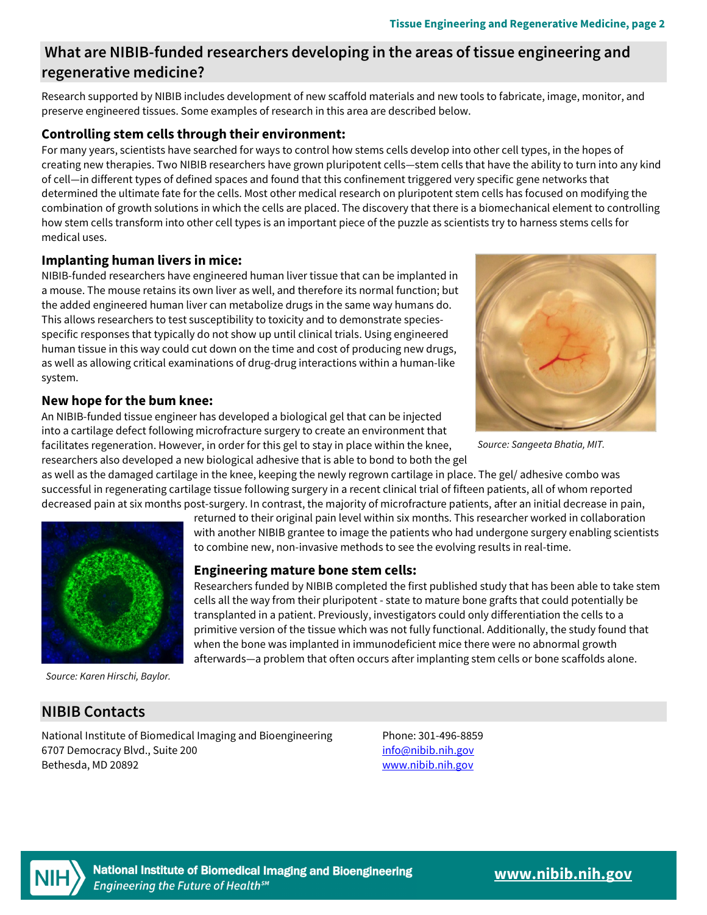## What are NIBIB-funded researchers developing in the areas of tissue engineering and regenerative medicine?

Research supported by NIBIB includes development of new scaffold materials and new tools to fabricate, image, monitor, and preserve engineered tissues. Some examples of research in this area are described below.

### Controlling stem cells through their environment:

For many years, scientists have searched for ways to control how stems cells develop into other cell types, in the hopes of creating new therapies. Two NIBIB researchers have grown pluripotent cells—stem cells that have the ability to turn into any kind of cell—in different types of defined spaces and found that this confinement triggered very specific gene networks that determined the ultimate fate for the cells. Most other medical research on pluripotent stem cells has focused on modifying the combination of growth solutions in which the cells are placed. The discovery that there is a biomechanical element to controlling how stem cells transform into other cell types is an important piece of the puzzle as scientists try to harness stems cells for medical uses.

### Implanting human livers in mice:

NIBIB-funded researchers have engineered human liver tissue that can be implanted in a mouse. The mouse retains its own liver as well, and therefore its normal function; but the added engineered human liver can metabolize drugs in the same way humans do. This allows researchers to test susceptibility to toxicity and to demonstrate species-specific responses that typically do not show up until clinical trials. Using engineered human tissue in this way could cut down on the time and cost of producing new drugs, as well as allowing critical examinations of drug-drug interactions within a human-like system.

*Source: Sangeeta Bhatia, MIT.*

### New hope for the bum knee:

An NIBIB-funded tissue engineer has developed a biological gel that can be injected into a cartilage defect following microfracture surgery to create an environment that facilitates regeneration. However, in order for this gel to stay in place within the knee, researchers also developed a new biological adhesive that is able to bond to both the gel as well as the damaged cartilage in the knee, keeping the newly regrown cartilage in place. The gel/ adhesive combo was successful in regenerating cartilage tissue following surgery in a recent clinical trial of fifteen patients, all of whom reported decreased pain at six months post-surgery. In contrast, the majority of microfracture patients, after an initial decrease in pain, returned to their original pain level within six months. This researcher worked in collaboration with another NIBIB grantee to image the patients who had undergone surgery enabling scientists to combine new, non-invasive methods to see the evolving results in real-time.

### Engineering mature bone stem cells:

Researchers funded by NIBIB completed the first published study that has been able to take stem cells all the way from their pluripotent - state to mature bone grafts that could potentially be transplanted in a patient. Previously, investigators could only differentiation the cells to a primitive version of the tissue which was not fully functional. Additionally, the study found that when the bone was implanted in immunodeficient mice there were no abnormal growth afterwards—a problem that often occurs after implanting stem cells or bone scaffolds alone.

*Source: Karen Hirschi, Baylor.*

## NIBIB Contacts

National Institute of Biomedical Imaging and Bioengineering
6707 Democracy Blvd., Suite 200
Bethesda, MD 20892

Phone: 301-496-8859
info@nibib.nih.gov
www.nibib.nih.gov